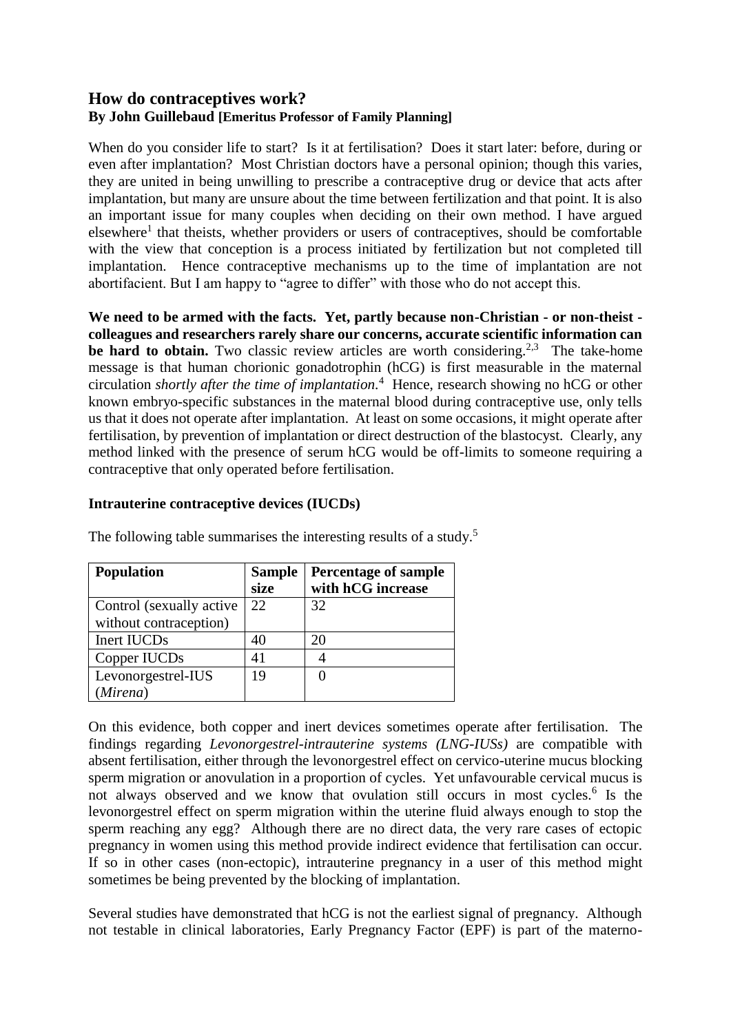# How do contraceptives work?

**By John Guillebaud [Emeritus Professor of Family Planning]**

When do you consider life to start? Is it at fertilisation? Does it start later: before, during or even after implantation? Most Christian doctors have a personal opinion; though this varies, they are united in being unwilling to prescribe a contraceptive drug or device that acts after implantation, but many are unsure about the time between fertilization and that point. It is also an important issue for many couples when deciding on their own method. I have argued elsewhere[1] that theists, whether providers or users of contraceptives, should be comfortable with the view that conception is a process initiated by fertilization but not completed till implantation. Hence contraceptive mechanisms up to the time of implantation are not abortifacient. But I am happy to "agree to differ" with those who do not accept this.

**We need to be armed with the facts. Yet, partly because non-Christian - or non-theist - colleagues and researchers rarely share our concerns, accurate scientific information can be hard to obtain.** Two classic review articles are worth considering.[2,3] The take-home message is that human chorionic gonadotrophin (hCG) is first measurable in the maternal circulation *shortly after the time of implantation.*[4] Hence, research showing no hCG or other known embryo-specific substances in the maternal blood during contraceptive use, only tells us that it does not operate after implantation. At least on some occasions, it might operate after fertilisation, by prevention of implantation or direct destruction of the blastocyst. Clearly, any method linked with the presence of serum hCG would be off-limits to someone requiring a contraceptive that only operated before fertilisation.

### Intrauterine contraceptive devices (IUCDs)

The following table summarises the interesting results of a study.[5]

| Population | Sample size | Percentage of sample with hCG increase |
|---|---|---|
| Control (sexually active without contraception) | 22 | 32 |
| Inert IUCDs | 40 | 20 |
| Copper IUCDs | 41 | 4 |
| Levonorgestrel-IUS (*Mirena*) | 19 | 0 |

On this evidence, both copper and inert devices sometimes operate after fertilisation. The findings regarding *Levonorgestrel-intrauterine systems (LNG-IUSs)* are compatible with absent fertilisation, either through the levonorgestrel effect on cervico-uterine mucus blocking sperm migration or anovulation in a proportion of cycles. Yet unfavourable cervical mucus is not always observed and we know that ovulation still occurs in most cycles.[6] Is the levonorgestrel effect on sperm migration within the uterine fluid always enough to stop the sperm reaching any egg? Although there are no direct data, the very rare cases of ectopic pregnancy in women using this method provide indirect evidence that fertilisation can occur. If so in other cases (non-ectopic), intrauterine pregnancy in a user of this method might sometimes be being prevented by the blocking of implantation.

Several studies have demonstrated that hCG is not the earliest signal of pregnancy. Although not testable in clinical laboratories, Early Pregnancy Factor (EPF) is part of the materno-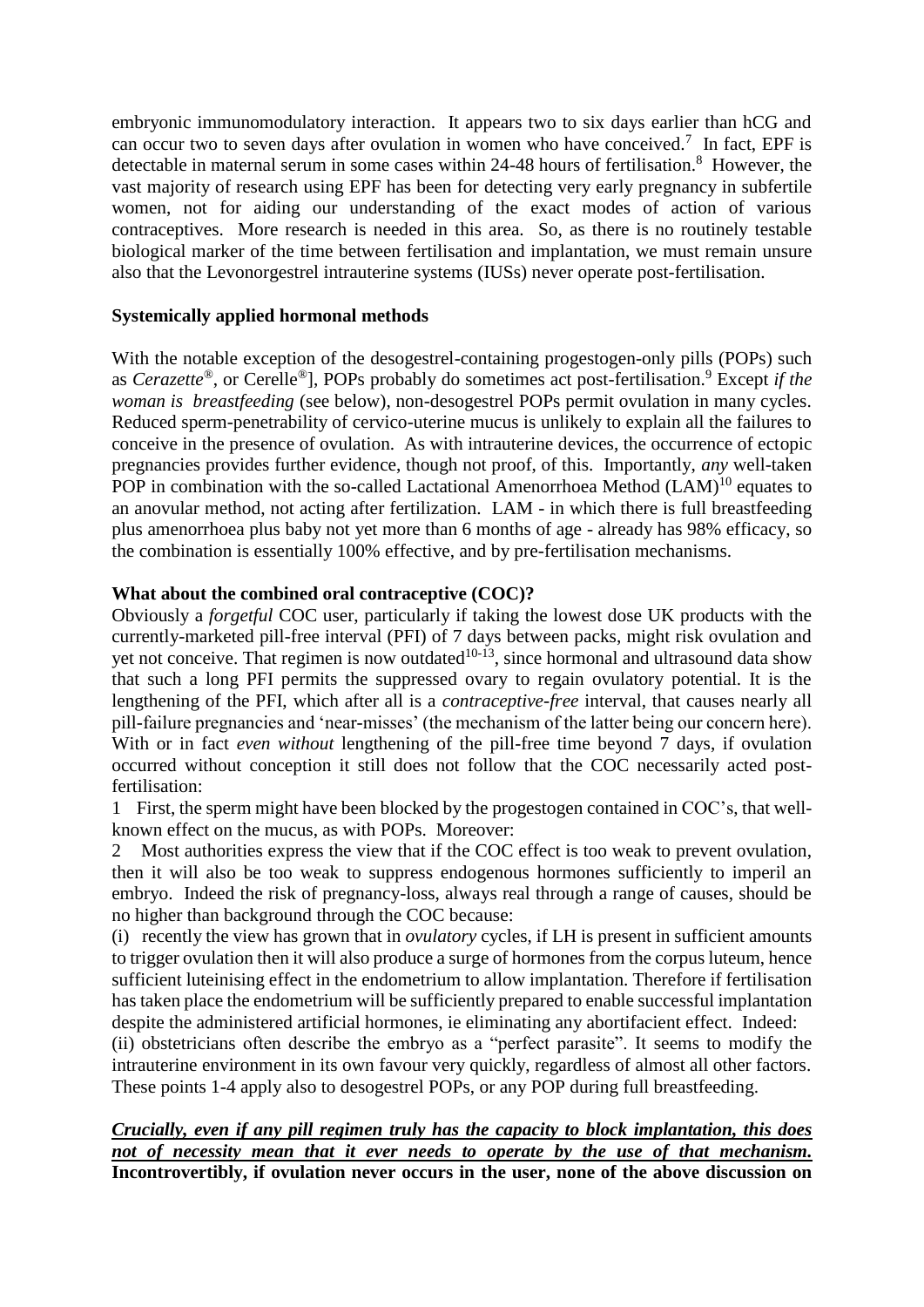embryonic immunomodulatory interaction. It appears two to six days earlier than hCG and can occur two to seven days after ovulation in women who have conceived.[7] In fact, EPF is detectable in maternal serum in some cases within 24-48 hours of fertilisation.[8] However, the vast majority of research using EPF has been for detecting very early pregnancy in subfertile women, not for aiding our understanding of the exact modes of action of various contraceptives. More research is needed in this area. So, as there is no routinely testable biological marker of the time between fertilisation and implantation, we must remain unsure also that the Levonorgestrel intrauterine systems (IUSs) never operate post-fertilisation.

**Systemically applied hormonal methods**

With the notable exception of the desogestrel-containing progestogen-only pills (POPs) such as *Cerazette*®, or Cerelle®], POPs probably do sometimes act post-fertilisation.[9] Except *if the woman is breastfeeding* (see below), non-desogestrel POPs permit ovulation in many cycles. Reduced sperm-penetrability of cervico-uterine mucus is unlikely to explain all the failures to conceive in the presence of ovulation. As with intrauterine devices, the occurrence of ectopic pregnancies provides further evidence, though not proof, of this. Importantly, *any* well-taken POP in combination with the so-called Lactational Amenorrhoea Method (LAM)[10] equates to an anovular method, not acting after fertilization. LAM - in which there is full breastfeeding plus amenorrhoea plus baby not yet more than 6 months of age - already has 98% efficacy, so the combination is essentially 100% effective, and by pre-fertilisation mechanisms.

**What about the combined oral contraceptive (COC)?**

Obviously a *forgetful* COC user, particularly if taking the lowest dose UK products with the currently-marketed pill-free interval (PFI) of 7 days between packs, might risk ovulation and yet not conceive. That regimen is now outdated[10-13], since hormonal and ultrasound data show that such a long PFI permits the suppressed ovary to regain ovulatory potential. It is the lengthening of the PFI, which after all is a *contraceptive-free* interval, that causes nearly all pill-failure pregnancies and 'near-misses' (the mechanism of the latter being our concern here). With or in fact *even without* lengthening of the pill-free time beyond 7 days, if ovulation occurred without conception it still does not follow that the COC necessarily acted post-fertilisation:

1 First, the sperm might have been blocked by the progestogen contained in COC's, that well-known effect on the mucus, as with POPs. Moreover:

2 Most authorities express the view that if the COC effect is too weak to prevent ovulation, then it will also be too weak to suppress endogenous hormones sufficiently to imperil an embryo. Indeed the risk of pregnancy-loss, always real through a range of causes, should be no higher than background through the COC because:

(i) recently the view has grown that in *ovulatory* cycles, if LH is present in sufficient amounts to trigger ovulation then it will also produce a surge of hormones from the corpus luteum, hence sufficient luteinising effect in the endometrium to allow implantation. Therefore if fertilisation has taken place the endometrium will be sufficiently prepared to enable successful implantation despite the administered artificial hormones, ie eliminating any abortifacient effect. Indeed:

(ii) obstetricians often describe the embryo as a "perfect parasite". It seems to modify the intrauterine environment in its own favour very quickly, regardless of almost all other factors. These points 1-4 apply also to desogestrel POPs, or any POP during full breastfeeding.

***Crucially, even if any pill regimen truly has the capacity to block implantation, this does not of necessity mean that it ever needs to operate by the use of that mechanism.*** **Incontrovertibly, if ovulation never occurs in the user, none of the above discussion on**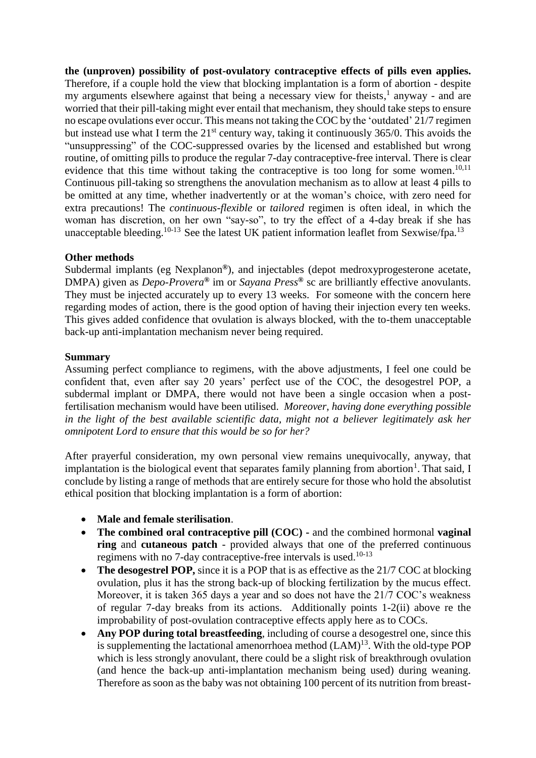**the (unproven) possibility of post-ovulatory contraceptive effects of pills even applies.** Therefore, if a couple hold the view that blocking implantation is a form of abortion - despite my arguments elsewhere against that being a necessary view for theists,[1] anyway - and are worried that their pill-taking might ever entail that mechanism, they should take steps to ensure no escape ovulations ever occur. This means not taking the COC by the 'outdated' 21/7 regimen but instead use what I term the 21st century way, taking it continuously 365/0. This avoids the "unsuppressing" of the COC-suppressed ovaries by the licensed and established but wrong routine, of omitting pills to produce the regular 7-day contraceptive-free interval. There is clear evidence that this time without taking the contraceptive is too long for some women.[10,11] Continuous pill-taking so strengthens the anovulation mechanism as to allow at least 4 pills to be omitted at any time, whether inadvertently or at the woman's choice, with zero need for extra precautions! The *continuous-flexible* or *tailored* regimen is often ideal, in which the woman has discretion, on her own "say-so", to try the effect of a 4-day break if she has unacceptable bleeding.[10-13] See the latest UK patient information leaflet from Sexwise/fpa.[13]

**Other methods**

Subdermal implants (eg Nexplanon®), and injectables (depot medroxyprogesterone acetate, DMPA) given as *Depo-Provera®* im or *Sayana Press®* sc are brilliantly effective anovulants. They must be injected accurately up to every 13 weeks. For someone with the concern here regarding modes of action, there is the good option of having their injection every ten weeks. This gives added confidence that ovulation is always blocked, with the to-them unacceptable back-up anti-implantation mechanism never being required.

**Summary**

Assuming perfect compliance to regimens, with the above adjustments, I feel one could be confident that, even after say 20 years' perfect use of the COC, the desogestrel POP, a subdermal implant or DMPA, there would not have been a single occasion when a post-fertilisation mechanism would have been utilised. *Moreover, having done everything possible in the light of the best available scientific data, might not a believer legitimately ask her omnipotent Lord to ensure that this would be so for her?*

After prayerful consideration, my own personal view remains unequivocally, anyway, that implantation is the biological event that separates family planning from abortion[1]. That said, I conclude by listing a range of methods that are entirely secure for those who hold the absolutist ethical position that blocking implantation is a form of abortion:

- **Male and female sterilisation**.
- **The combined oral contraceptive pill (COC) -** and the combined hormonal **vaginal ring** and **cutaneous patch** - provided always that one of the preferred continuous regimens with no 7-day contraceptive-free intervals is used.[10-13]
- **The desogestrel POP,** since it is a POP that is as effective as the 21/7 COC at blocking ovulation, plus it has the strong back-up of blocking fertilization by the mucus effect. Moreover, it is taken 365 days a year and so does not have the 21/7 COC's weakness of regular 7-day breaks from its actions. Additionally points 1-2(ii) above re the improbability of post-ovulation contraceptive effects apply here as to COCs.
- **Any POP during total breastfeeding**, including of course a desogestrel one, since this is supplementing the lactational amenorrhoea method (LAM)[13]. With the old-type POP which is less strongly anovulant, there could be a slight risk of breakthrough ovulation (and hence the back-up anti-implantation mechanism being used) during weaning. Therefore as soon as the baby was not obtaining 100 percent of its nutrition from breast-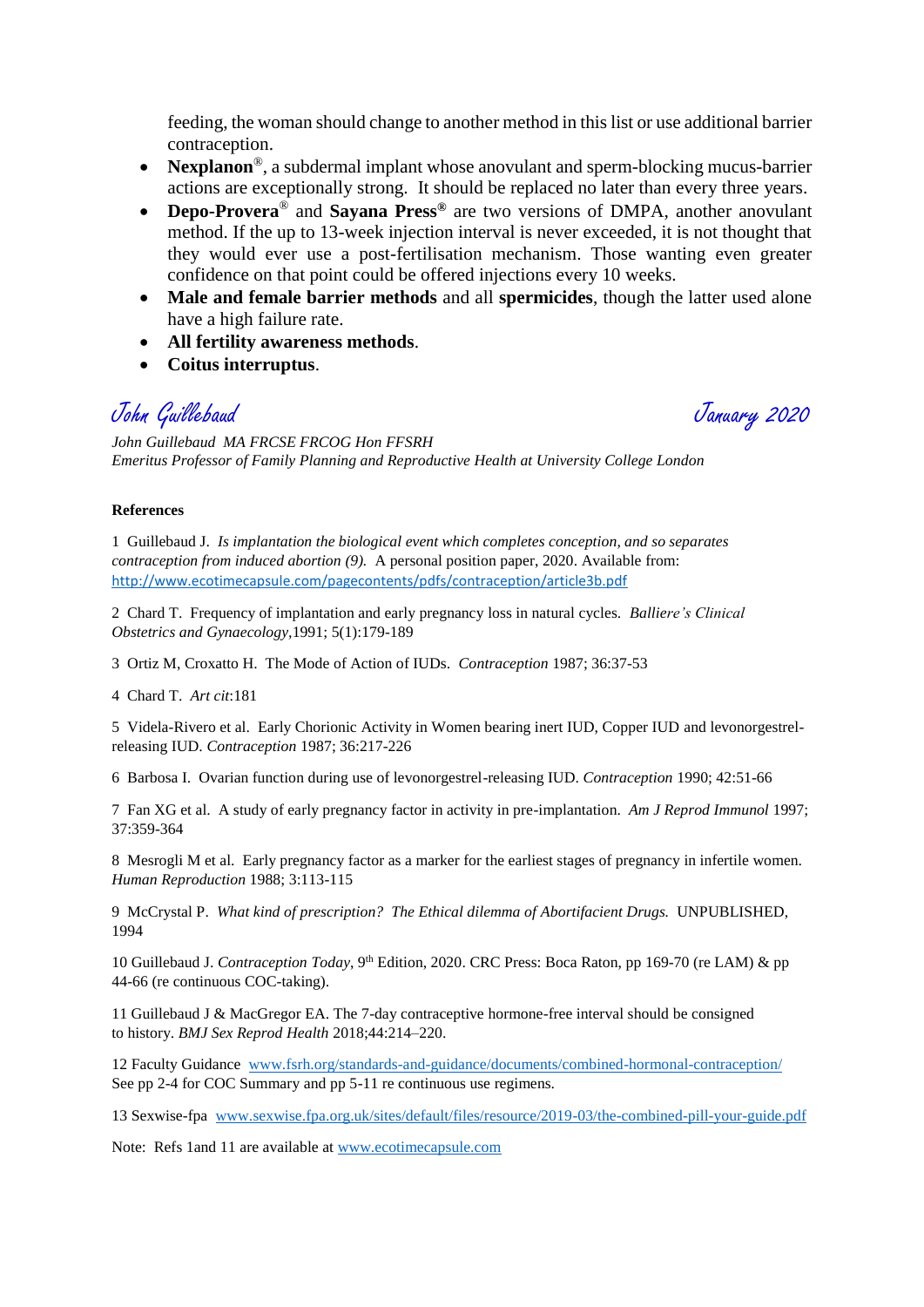feeding, the woman should change to another method in this list or use additional barrier contraception.

- **Nexplanon®**, a subdermal implant whose anovulant and sperm-blocking mucus-barrier actions are exceptionally strong. It should be replaced no later than every three years.
- **Depo-Provera®** and **Sayana Press®** are two versions of DMPA, another anovulant method. If the up to 13-week injection interval is never exceeded, it is not thought that they would ever use a post-fertilisation mechanism. Those wanting even greater confidence on that point could be offered injections every 10 weeks.
- **Male and female barrier methods** and all **spermicides**, though the latter used alone have a high failure rate.
- **All fertility awareness methods**.
- **Coitus interruptus**.

John Guillebaud January 2020

*John Guillebaud MA FRCSE FRCOG Hon FFSRH*
*Emeritus Professor of Family Planning and Reproductive Health at University College London*

**References**

1 Guillebaud J. *Is implantation the biological event which completes conception, and so separates contraception from induced abortion (9).* A personal position paper, 2020. Available from: http://www.ecotimecapsule.com/pagecontents/pdfs/contraception/article3b.pdf

2 Chard T. Frequency of implantation and early pregnancy loss in natural cycles. *Balliere's Clinical Obstetrics and Gynaecology*,1991; 5(1):179-189

3 Ortiz M, Croxatto H. The Mode of Action of IUDs. *Contraception* 1987; 36:37-53

4 Chard T. *Art cit*:181

5 Videla-Rivero et al. Early Chorionic Activity in Women bearing inert IUD, Copper IUD and levonorgestrel-releasing IUD. *Contraception* 1987; 36:217-226

6 Barbosa I. Ovarian function during use of levonorgestrel-releasing IUD. *Contraception* 1990; 42:51-66

7 Fan XG et al. A study of early pregnancy factor in activity in pre-implantation. *Am J Reprod Immunol* 1997; 37:359-364

8 Mesrogli M et al. Early pregnancy factor as a marker for the earliest stages of pregnancy in infertile women. *Human Reproduction* 1988; 3:113-115

9 McCrystal P. *What kind of prescription? The Ethical dilemma of Abortifacient Drugs.* UNPUBLISHED, 1994

10 Guillebaud J. *Contraception Today*, 9th Edition, 2020. CRC Press: Boca Raton, pp 169-70 (re LAM) & pp 44-66 (re continuous COC-taking).

11 Guillebaud J & MacGregor EA. The 7-day contraceptive hormone-free interval should be consigned to history. *BMJ Sex Reprod Health* 2018;44:214–220.

12 Faculty Guidance www.fsrh.org/standards-and-guidance/documents/combined-hormonal-contraception/ See pp 2-4 for COC Summary and pp 5-11 re continuous use regimens.

13 Sexwise-fpa www.sexwise.fpa.org.uk/sites/default/files/resource/2019-03/the-combined-pill-your-guide.pdf

Note: Refs 1and 11 are available at www.ecotimecapsule.com